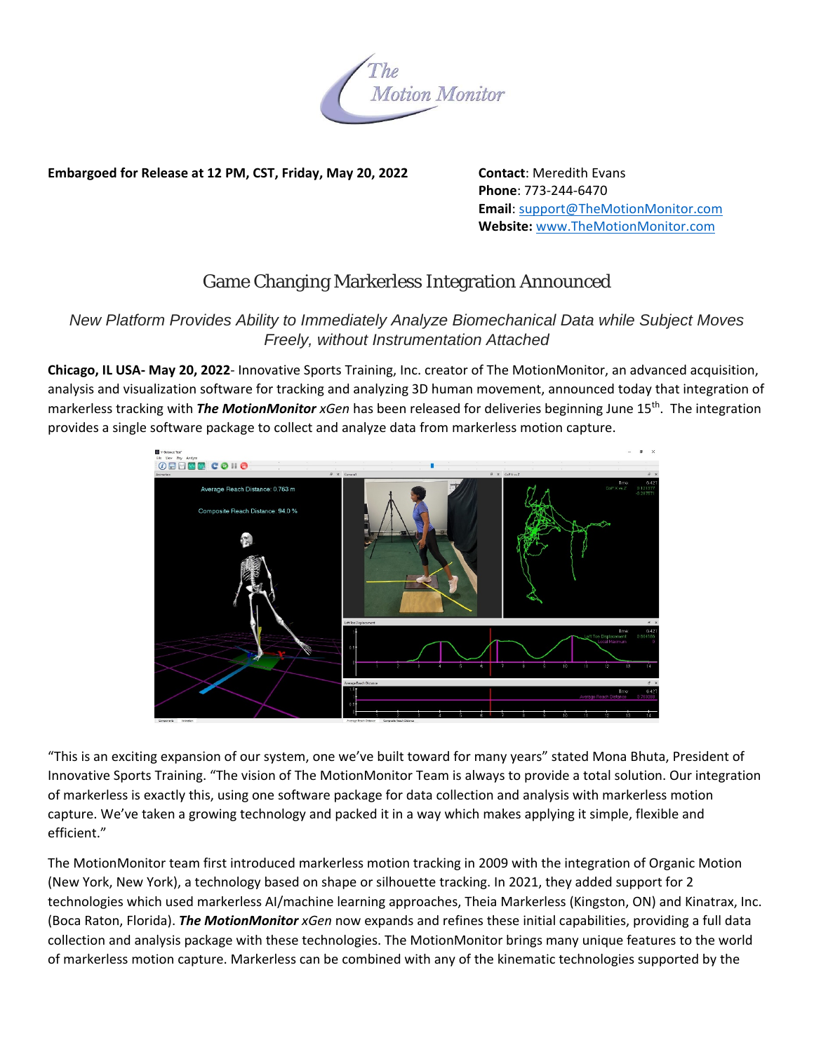**Embargoed for Release at 12 PM, CST, Friday, May 20, 2022**

**Contact**: Meredith Evans
**Phone**: 773-244-6470
**Email**: support@TheMotionMonitor.com
**Website:** www.TheMotionMonitor.com

# Game Changing Markerless Integration Announced

*New Platform Provides Ability to Immediately Analyze Biomechanical Data while Subject Moves Freely, without Instrumentation Attached*

**Chicago, IL USA- May 20, 2022**- Innovative Sports Training, Inc. creator of The MotionMonitor, an advanced acquisition, analysis and visualization software for tracking and analyzing 3D human movement, announced today that integration of markerless tracking with ***The MotionMonitor** xGen* has been released for deliveries beginning June 15th. The integration provides a single software package to collect and analyze data from markerless motion capture.

"This is an exciting expansion of our system, one we've built toward for many years" stated Mona Bhuta, President of Innovative Sports Training. "The vision of The MotionMonitor Team is always to provide a total solution. Our integration of markerless is exactly this, using one software package for data collection and analysis with markerless motion capture. We've taken a growing technology and packed it in a way which makes applying it simple, flexible and efficient."

The MotionMonitor team first introduced markerless motion tracking in 2009 with the integration of Organic Motion (New York, New York), a technology based on shape or silhouette tracking. In 2021, they added support for 2 technologies which used markerless AI/machine learning approaches, Theia Markerless (Kingston, ON) and Kinatrax, Inc. (Boca Raton, Florida). ***The MotionMonitor** xGen* now expands and refines these initial capabilities, providing a full data collection and analysis package with these technologies. The MotionMonitor brings many unique features to the world of markerless motion capture. Markerless can be combined with any of the kinematic technologies supported by the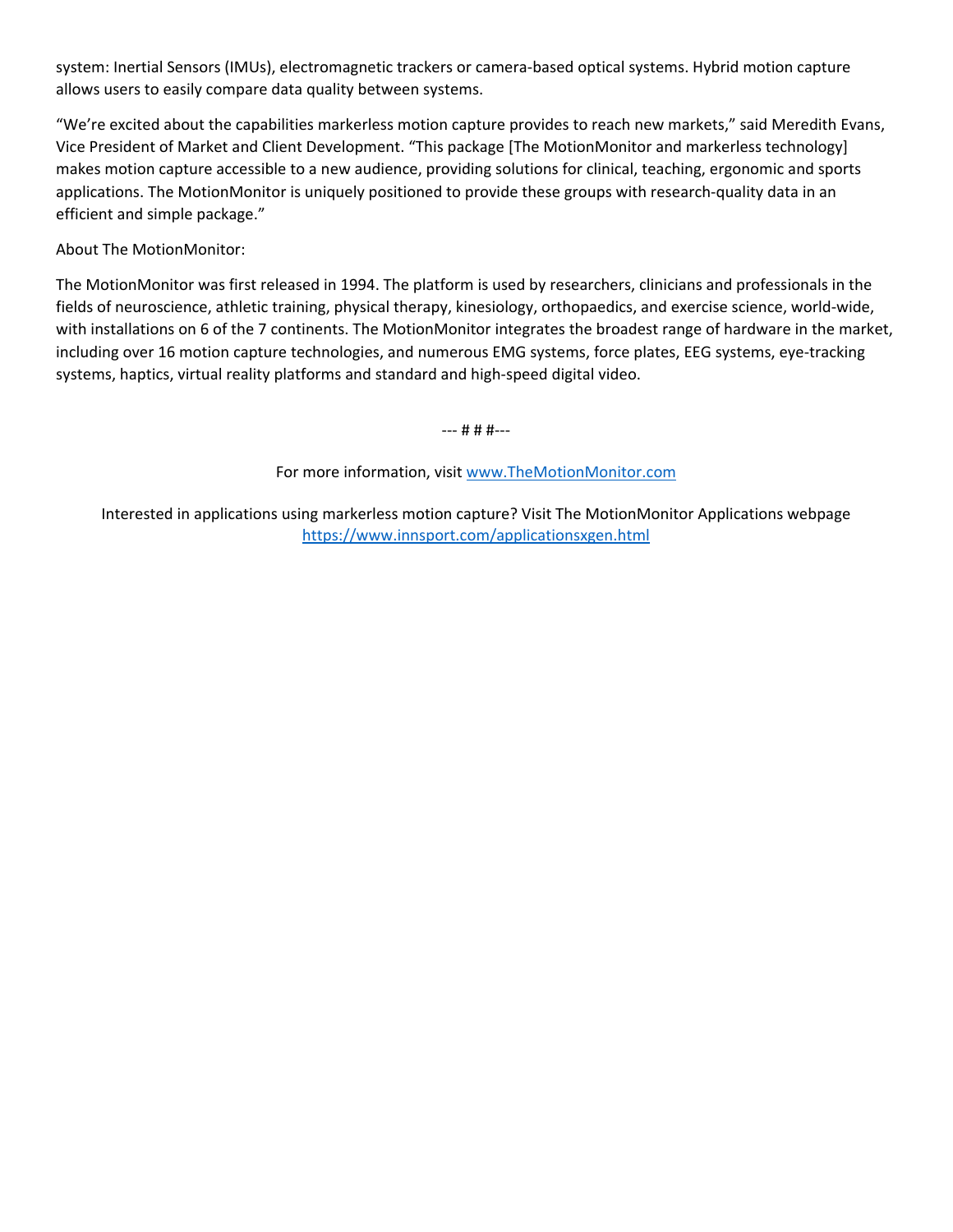system: Inertial Sensors (IMUs), electromagnetic trackers or camera-based optical systems. Hybrid motion capture allows users to easily compare data quality between systems.

"We're excited about the capabilities markerless motion capture provides to reach new markets," said Meredith Evans, Vice President of Market and Client Development. "This package [The MotionMonitor and markerless technology] makes motion capture accessible to a new audience, providing solutions for clinical, teaching, ergonomic and sports applications. The MotionMonitor is uniquely positioned to provide these groups with research-quality data in an efficient and simple package."

About The MotionMonitor:

The MotionMonitor was first released in 1994. The platform is used by researchers, clinicians and professionals in the fields of neuroscience, athletic training, physical therapy, kinesiology, orthopaedics, and exercise science, world-wide, with installations on 6 of the 7 continents. The MotionMonitor integrates the broadest range of hardware in the market, including over 16 motion capture technologies, and numerous EMG systems, force plates, EEG systems, eye-tracking systems, haptics, virtual reality platforms and standard and high-speed digital video.

--- # # #---

For more information, visit [www.TheMotionMonitor.com](http://www.TheMotionMonitor.com)

Interested in applications using markerless motion capture? Visit The MotionMonitor Applications webpage [https://www.innsport.com/applicationsxgen.html](https://www.innsport.com/applicationsxgen.html)